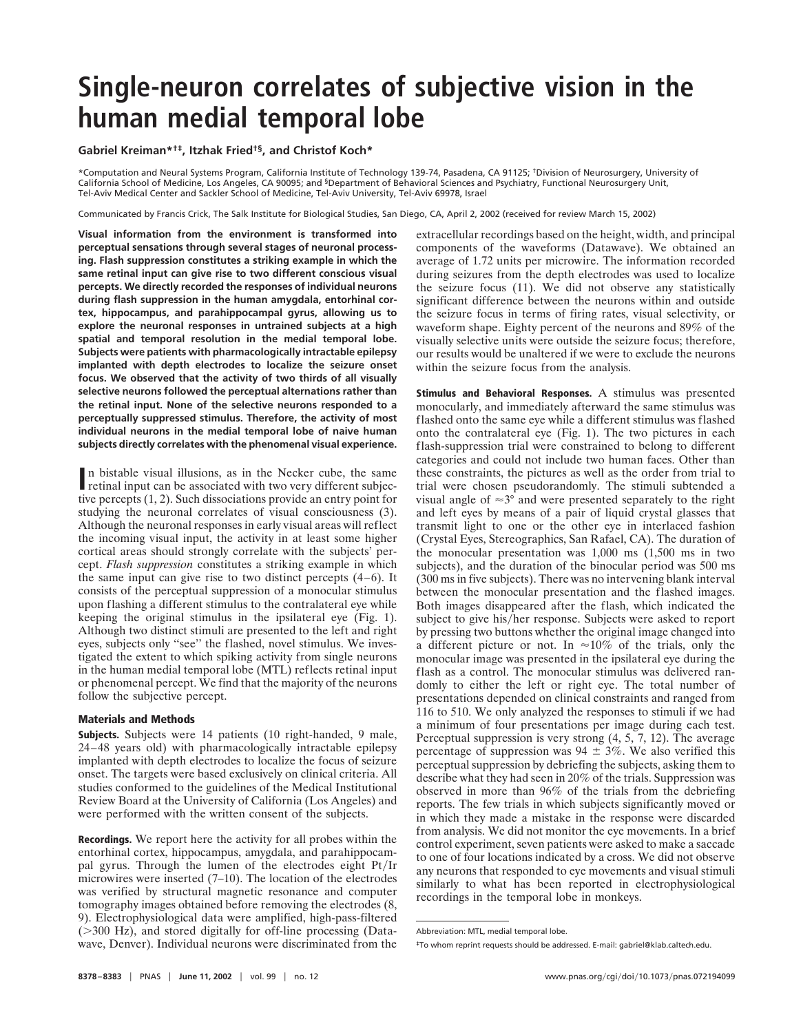# Single-neuron correlates of subjective vision in the human medial temporal lobe

**Gabriel Kreiman*†‡, Itzhak Fried†§, and Christof Koch***

*Computation and Neural Systems Program, California Institute of Technology 139-74, Pasadena, CA 91125; †Division of Neurosurgery, University of California School of Medicine, Los Angeles, CA 90095; and §Department of Behavioral Sciences and Psychiatry, Functional Neurosurgery Unit, Tel-Aviv Medical Center and Sackler School of Medicine, Tel-Aviv University, Tel-Aviv 69978, Israel

Communicated by Francis Crick, The Salk Institute for Biological Studies, San Diego, CA, April 2, 2002 (received for review March 15, 2002)

**Visual information from the environment is transformed into perceptual sensations through several stages of neuronal processing. Flash suppression constitutes a striking example in which the same retinal input can give rise to two different conscious visual percepts. We directly recorded the responses of individual neurons during flash suppression in the human amygdala, entorhinal cortex, hippocampus, and parahippocampal gyrus, allowing us to explore the neuronal responses in untrained subjects at a high spatial and temporal resolution in the medial temporal lobe. Subjects were patients with pharmacologically intractable epilepsy implanted with depth electrodes to localize the seizure onset focus. We observed that the activity of two thirds of all visually selective neurons followed the perceptual alternations rather than the retinal input. None of the selective neurons responded to a perceptually suppressed stimulus. Therefore, the activity of most individual neurons in the medial temporal lobe of naive human subjects directly correlates with the phenomenal visual experience.**

In bistable visual illusions, as in the Necker cube, the same retinal input can be associated with two very different subjective percepts (1, 2). Such dissociations provide an entry point for studying the neuronal correlates of visual consciousness (3). Although the neuronal responses in early visual areas will reflect the incoming visual input, the activity in at least some higher cortical areas should strongly correlate with the subjects' percept. *Flash suppression* constitutes a striking example in which the same input can give rise to two distinct percepts (4–6). It consists of the perceptual suppression of a monocular stimulus upon flashing a different stimulus to the contralateral eye while keeping the original stimulus in the ipsilateral eye (Fig. 1). Although two distinct stimuli are presented to the left and right eyes, subjects only "see" the flashed, novel stimulus. We investigated the extent to which spiking activity from single neurons in the human medial temporal lobe (MTL) reflects retinal input or phenomenal percept. We find that the majority of the neurons follow the subjective percept.

## Materials and Methods

**Subjects.** Subjects were 14 patients (10 right-handed, 9 male, 24–48 years old) with pharmacologically intractable epilepsy implanted with depth electrodes to localize the focus of seizure onset. The targets were based exclusively on clinical criteria. All studies conformed to the guidelines of the Medical Institutional Review Board at the University of California (Los Angeles) and were performed with the written consent of the subjects.

**Recordings.** We report here the activity for all probes within the entorhinal cortex, hippocampus, amygdala, and parahippocampal gyrus. Through the lumen of the electrodes eight Pt/Ir microwires were inserted (7–10). The location of the electrodes was verified by structural magnetic resonance and computer tomography images obtained before removing the electrodes (8, 9). Electrophysiological data were amplified, high-pass-filtered (>300 Hz), and stored digitally for off-line processing (Datawave, Denver). Individual neurons were discriminated from the extracellular recordings based on the height, width, and principal components of the waveforms (Datawave). We obtained an average of 1.72 units per microwire. The information recorded during seizures from the depth electrodes was used to localize the seizure focus (11). We did not observe any statistically significant difference between the neurons within and outside the seizure focus in terms of firing rates, visual selectivity, or waveform shape. Eighty percent of the neurons and 89% of the visually selective units were outside the seizure focus; therefore, our results would be unaltered if we were to exclude the neurons within the seizure focus from the analysis.

**Stimulus and Behavioral Responses.** A stimulus was presented monocularly, and immediately afterward the same stimulus was flashed onto the same eye while a different stimulus was flashed onto the contralateral eye (Fig. 1). The two pictures in each flash-suppression trial were constrained to belong to different categories and could not include two human faces. Other than these constraints, the pictures as well as the order from trial to trial were chosen pseudorandomly. The stimuli subtended a visual angle of $\approx 3°$ and were presented separately to the right and left eyes by means of a pair of liquid crystal glasses that transmit light to one or the other eye in interlaced fashion (Crystal Eyes, Stereographics, San Rafael, CA). The duration of the monocular presentation was 1,000 ms (1,500 ms in two subjects), and the duration of the binocular period was 500 ms (300 ms in five subjects). There was no intervening blank interval between the monocular presentation and the flashed images. Both images disappeared after the flash, which indicated the subject to give his/her response. Subjects were asked to report by pressing two buttons whether the original image changed into a different picture or not. In $\approx 10\%$ of the trials, only the monocular image was presented in the ipsilateral eye during the flash as a control. The monocular stimulus was delivered randomly to either the left or right eye. The total number of presentations depended on clinical constraints and ranged from 116 to 510. We only analyzed the responses to stimuli if we had a minimum of four presentations per image during each test. Perceptual suppression is very strong (4, 5, 7, 12). The average percentage of suppression was $94 \pm 3\%$. We also verified this perceptual suppression by debriefing the subjects, asking them to describe what they had seen in 20% of the trials. Suppression was observed in more than 96% of the trials from the debriefing reports. The few trials in which subjects significantly moved or in which they made a mistake in the response were discarded from analysis. We did not monitor the eye movements. In a brief control experiment, seven patients were asked to make a saccade to one of four locations indicated by a cross. We did not observe any neurons that responded to eye movements and visual stimuli similarly to what has been reported in electrophysiological recordings in the temporal lobe in monkeys.

---

Abbreviation: MTL, medial temporal lobe.

‡To whom reprint requests should be addressed. E-mail: gabriel@klab.caltech.edu.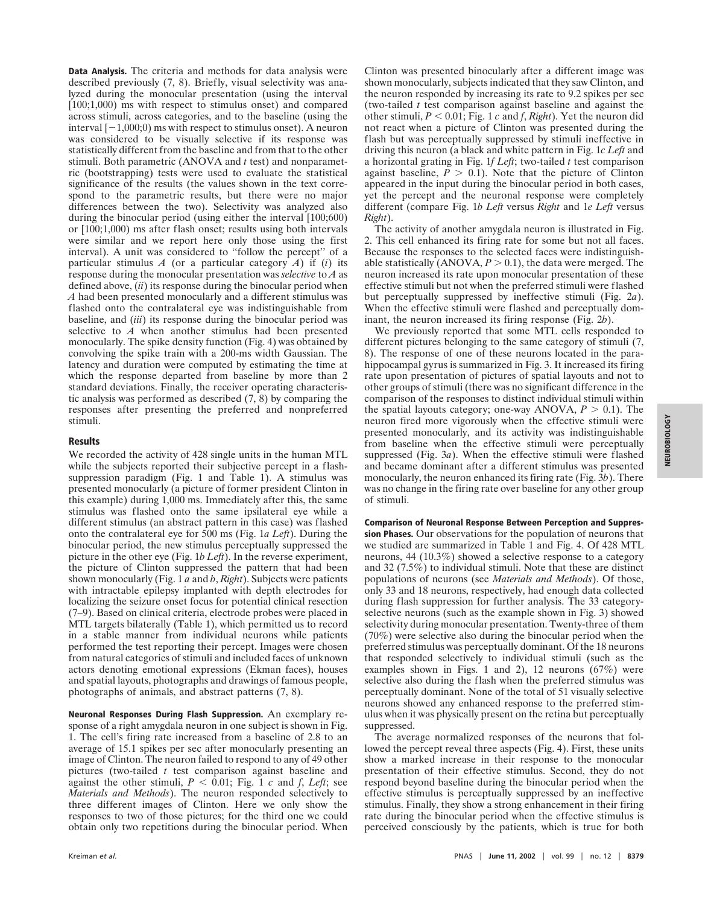**Data Analysis.** The criteria and methods for data analysis were described previously (7, 8). Briefly, visual selectivity was analyzed during the monocular presentation (using the interval [100;1,000) ms with respect to stimulus onset) and compared across stimuli, across categories, and to the baseline (using the interval [−1,000;0) ms with respect to stimulus onset). A neuron was considered to be visually selective if its response was statistically different from the baseline and from that to the other stimuli. Both parametric (ANOVA and *t* test) and nonparametric (bootstrapping) tests were used to evaluate the statistical significance of the results (the values shown in the text correspond to the parametric results, but there were no major differences between the two). Selectivity was analyzed also during the binocular period (using either the interval [100;600) or [100;1,000) ms after flash onset; results using both intervals were similar and we report here only those using the first interval). A unit was considered to "follow the percept" of a particular stimulus *A* (or a particular category *A*) if (*i*) its response during the monocular presentation was *selective* to *A* as defined above, (*ii*) its response during the binocular period when *A* had been presented monocularly and a different stimulus was flashed onto the contralateral eye was indistinguishable from baseline, and (*iii*) its response during the binocular period was selective to *A* when another stimulus had been presented monocularly. The spike density function (Fig. 4) was obtained by convolving the spike train with a 200-ms width Gaussian. The latency and duration were computed by estimating the time at which the response departed from baseline by more than 2 standard deviations. Finally, the receiver operating characteristic analysis was performed as described (7, 8) by comparing the responses after presenting the preferred and nonpreferred stimuli.

## Results

We recorded the activity of 428 single units in the human MTL while the subjects reported their subjective percept in a flash-suppression paradigm (Fig. 1 and Table 1). A stimulus was presented monocularly (a picture of former president Clinton in this example) during 1,000 ms. Immediately after this, the same stimulus was flashed onto the same ipsilateral eye while a different stimulus (an abstract pattern in this case) was flashed onto the contralateral eye for 500 ms (Fig. 1*a Left*). During the binocular period, the new stimulus perceptually suppressed the picture in the other eye (Fig. 1*b Left*). In the reverse experiment, the picture of Clinton suppressed the pattern that had been shown monocularly (Fig. 1 *a* and *b*, *Right*). Subjects were patients with intractable epilepsy implanted with depth electrodes for localizing the seizure onset focus for potential clinical resection (7–9). Based on clinical criteria, electrode probes were placed in MTL targets bilaterally (Table 1), which permitted us to record in a stable manner from individual neurons while patients performed the test reporting their percept. Images were chosen from natural categories of stimuli and included faces of unknown actors denoting emotional expressions (Ekman faces), houses and spatial layouts, photographs and drawings of famous people, photographs of animals, and abstract patterns (7, 8).

**Neuronal Responses During Flash Suppression.** An exemplary response of a right amygdala neuron in one subject is shown in Fig. 1. The cell's firing rate increased from a baseline of 2.8 to an average of 15.1 spikes per sec after monocularly presenting an image of Clinton. The neuron failed to respond to any of 49 other pictures (two-tailed *t* test comparison against baseline and against the other stimuli, $P < 0.01$; Fig. 1 *c* and *f*, *Left*; see *Materials and Methods*). The neuron responded selectively to three different images of Clinton. Here we only show the responses to two of those pictures; for the third one we could obtain only two repetitions during the binocular period. When Clinton was presented binocularly after a different image was shown monocularly, subjects indicated that they saw Clinton, and the neuron responded by increasing its rate to 9.2 spikes per sec (two-tailed *t* test comparison against baseline and against the other stimuli, $P < 0.01$; Fig. 1 *c* and *f*, *Right*). Yet the neuron did not react when a picture of Clinton was presented during the flash but was perceptually suppressed by stimuli ineffective in driving this neuron (a black and white pattern in Fig. 1*c Left* and a horizontal grating in Fig. 1*f Left*; two-tailed *t* test comparison against baseline, $P > 0.1$). Note that the picture of Clinton appeared in the input during the binocular period in both cases, yet the percept and the neuronal response were completely different (compare Fig. 1*b Left* versus *Right* and 1*e Left* versus *Right*).

The activity of another amygdala neuron is illustrated in Fig. 2. This cell enhanced its firing rate for some but not all faces. Because the responses to the selected faces were indistinguishable statistically (ANOVA, $P > 0.1$), the data were merged. The neuron increased its rate upon monocular presentation of these effective stimuli but not when the preferred stimuli were flashed but perceptually suppressed by ineffective stimuli (Fig. 2*a*). When the effective stimuli were flashed and perceptually dominant, the neuron increased its firing response (Fig. 2*b*).

We previously reported that some MTL cells responded to different pictures belonging to the same category of stimuli (7, 8). The response of one of these neurons located in the parahippocampal gyrus is summarized in Fig. 3. It increased its firing rate upon presentation of pictures of spatial layouts and not to other groups of stimuli (there was no significant difference in the comparison of the responses to distinct individual stimuli within the spatial layouts category; one-way ANOVA, $P > 0.1$). The neuron fired more vigorously when the effective stimuli were presented monocularly, and its activity was indistinguishable from baseline when the effective stimuli were perceptually suppressed (Fig. 3*a*). When the effective stimuli were flashed and became dominant after a different stimulus was presented monocularly, the neuron enhanced its firing rate (Fig. 3*b*). There was no change in the firing rate over baseline for any other group of stimuli.

**Comparison of Neuronal Response Between Perception and Suppression Phases.** Our observations for the population of neurons that we studied are summarized in Table 1 and Fig. 4. Of 428 MTL neurons, 44 (10.3%) showed a selective response to a category and 32 (7.5%) to individual stimuli. Note that these are distinct populations of neurons (see *Materials and Methods*). Of those, only 33 and 18 neurons, respectively, had enough data collected during flash suppression for further analysis. The 33 category-selective neurons (such as the example shown in Fig. 3) showed selectivity during monocular presentation. Twenty-three of them (70%) were selective also during the binocular period when the preferred stimulus was perceptually dominant. Of the 18 neurons that responded selectively to individual stimuli (such as the examples shown in Figs. 1 and 2), 12 neurons (67%) were selective also during the flash when the preferred stimulus was perceptually dominant. None of the total of 51 visually selective neurons showed any enhanced response to the preferred stimulus when it was physically present on the retina but perceptually suppressed.

The average normalized responses of the neurons that followed the percept reveal three aspects (Fig. 4). First, these units show a marked increase in their response to the monocular presentation of their effective stimulus. Second, they do not respond beyond baseline during the binocular period when the effective stimulus is perceptually suppressed by an ineffective stimulus. Finally, they show a strong enhancement in their firing rate during the binocular period when the effective stimulus is perceived consciously by the patients, which is true for both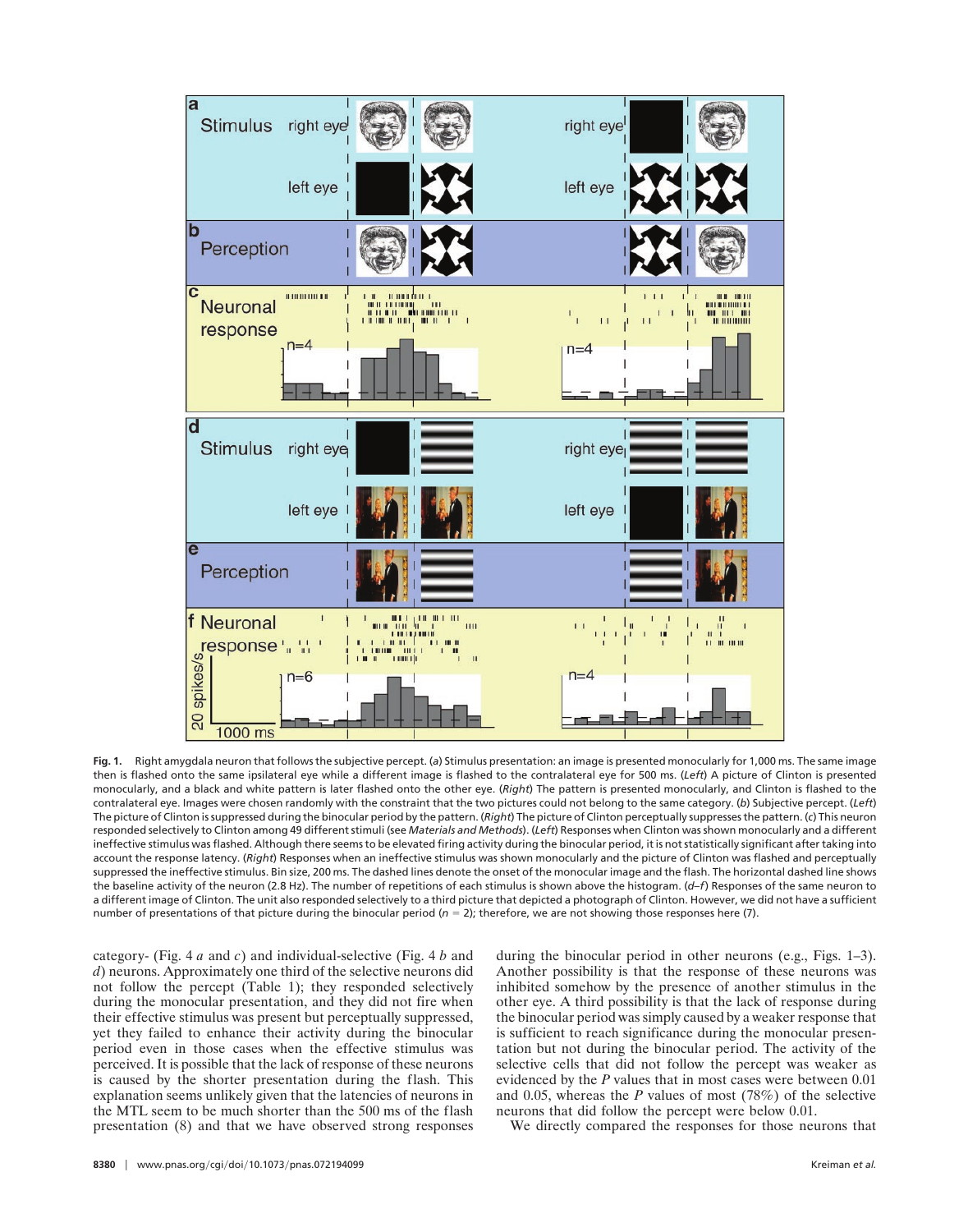**Fig. 1.** Right amygdala neuron that follows the subjective percept. (*a*) Stimulus presentation: an image is presented monocularly for 1,000 ms. The same image then is flashed onto the same ipsilateral eye while a different image is flashed to the contralateral eye for 500 ms. (*Left*) A picture of Clinton is presented monocularly, and a black and white pattern is later flashed onto the other eye. (*Right*) The pattern is presented monocularly, and Clinton is flashed to the contralateral eye. Images were chosen randomly with the constraint that the two pictures could not belong to the same category. (*b*) Subjective percept. (*Left*) The picture of Clinton is suppressed during the binocular period by the pattern. (*Right*) The picture of Clinton perceptually suppresses the pattern. (*c*) This neuron responded selectively to Clinton among 49 different stimuli (see *Materials and Methods*). (*Left*) Responses when Clinton was shown monocularly and a different ineffective stimulus was flashed. Although there seems to be elevated firing activity during the binocular period, it is not statistically significant after taking into account the response latency. (*Right*) Responses when an ineffective stimulus was shown monocularly and the picture of Clinton was flashed and perceptually suppressed the ineffective stimulus. Bin size, 200 ms. The dashed lines denote the onset of the monocular image and the flash. The horizontal dashed line shows the baseline activity of the neuron (2.8 Hz). The number of repetitions of each stimulus is shown above the histogram. (*d–f*) Responses of the same neuron to a different image of Clinton. The unit also responded selectively to a third picture that depicted a photograph of Clinton. However, we did not have a sufficient number of presentations of that picture during the binocular period ($n = 2$); therefore, we are not showing those responses here (7).

category- (Fig. 4 *a* and *c*) and individual-selective (Fig. 4 *b* and *d*) neurons. Approximately one third of the selective neurons did not follow the percept (Table 1); they responded selectively during the monocular presentation, and they did not fire when their effective stimulus was present but perceptually suppressed, yet they failed to enhance their activity during the binocular period even in those cases when the effective stimulus was perceived. It is possible that the lack of response of these neurons is caused by the shorter presentation during the flash. This explanation seems unlikely given that the latencies of neurons in the MTL seem to be much shorter than the 500 ms of the flash presentation (8) and that we have observed strong responses during the binocular period in other neurons (e.g., Figs. 1–3). Another possibility is that the response of these neurons was inhibited somehow by the presence of another stimulus in the other eye. A third possibility is that the lack of response during the binocular period was simply caused by a weaker response that is sufficient to reach significance during the monocular presentation but not during the binocular period. The activity of the selective cells that did not follow the percept was weaker as evidenced by the *P* values that in most cases were between 0.01 and 0.05, whereas the *P* values of most (78%) of the selective neurons that did follow the percept were below 0.01.

We directly compared the responses for those neurons that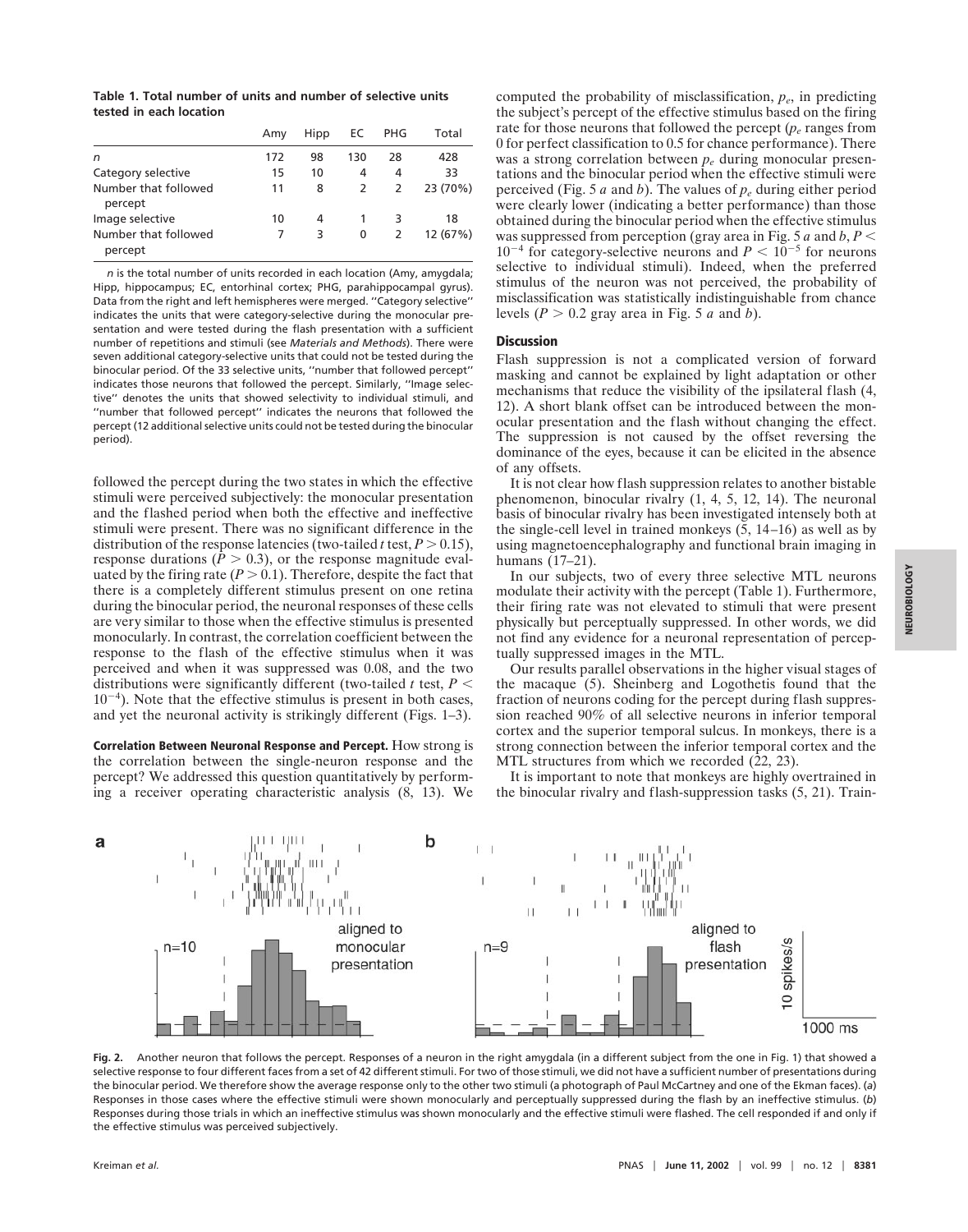**Table 1. Total number of units and number of selective units tested in each location**

| | Amy | Hipp | EC | PHG | Total |
|---|---|---|---|---|---|
| $n$ | 172 | 98 | 130 | 28 | 428 |
| Category selective | 15 | 10 | 4 | 4 | 33 |
| Number that followed percept | 11 | 8 | 2 | 2 | 23 (70%) |
| Image selective | 10 | 4 | 1 | 3 | 18 |
| Number that followed percept | 7 | 3 | 0 | 2 | 12 (67%) |

$n$ is the total number of units recorded in each location (Amy, amygdala; Hipp, hippocampus; EC, entorhinal cortex; PHG, parahippocampal gyrus). Data from the right and left hemispheres were merged. "Category selective" indicates the units that were category-selective during the monocular presentation and were tested during the flash presentation with a sufficient number of repetitions and stimuli (see *Materials and Methods*). There were seven additional category-selective units that could not be tested during the binocular period. Of the 33 selective units, "number that followed percept" indicates those neurons that followed the percept. Similarly, "Image selective" denotes the units that showed selectivity to individual stimuli, and "number that followed percept" indicates the neurons that followed the percept (12 additional selective units could not be tested during the binocular period).

followed the percept during the two states in which the effective stimuli were perceived subjectively: the monocular presentation and the flashed period when both the effective and ineffective stimuli were present. There was no significant difference in the distribution of the response latencies (two-tailed $t$ test, $P > 0.15$), response durations ($P > 0.3$), or the response magnitude evaluated by the firing rate ($P > 0.1$). Therefore, despite the fact that there is a completely different stimulus present on one retina during the binocular period, the neuronal responses of these cells are very similar to those when the effective stimulus is presented monocularly. In contrast, the correlation coefficient between the response to the flash of the effective stimulus when it was perceived and when it was suppressed was 0.08, and the two distributions were significantly different (two-tailed $t$ test, $P < 10^{-4}$). Note that the effective stimulus is present in both cases, and yet the neuronal activity is strikingly different (Figs. 1–3).

**Correlation Between Neuronal Response and Percept.** How strong is the correlation between the single-neuron response and the percept? We addressed this question quantitatively by performing a receiver operating characteristic analysis (8, 13). We computed the probability of misclassification, $p_e$, in predicting the subject's percept of the effective stimulus based on the firing rate for those neurons that followed the percept ($p_e$ ranges from 0 for perfect classification to 0.5 for chance performance). There was a strong correlation between $p_e$ during monocular presentations and the binocular period when the effective stimuli were perceived (Fig. 5 *a* and *b*). The values of $p_e$ during either period were clearly lower (indicating a better performance) than those obtained during the binocular period when the effective stimulus was suppressed from perception (gray area in Fig. 5 *a* and *b*, $P < 10^{-4}$ for category-selective neurons and $P < 10^{-5}$ for neurons selective to individual stimuli). Indeed, when the preferred stimulus of the neuron was not perceived, the probability of misclassification was statistically indistinguishable from chance levels ($P > 0.2$ gray area in Fig. 5 *a* and *b*).

## Discussion

Flash suppression is not a complicated version of forward masking and cannot be explained by light adaptation or other mechanisms that reduce the visibility of the ipsilateral flash (4, 12). A short blank offset can be introduced between the monocular presentation and the flash without changing the effect. The suppression is not caused by the offset reversing the dominance of the eyes, because it can be elicited in the absence of any offsets.

It is not clear how flash suppression relates to another bistable phenomenon, binocular rivalry (1, 4, 5, 12, 14). The neuronal basis of binocular rivalry has been investigated intensely both at the single-cell level in trained monkeys (5, 14–16) as well as by using magnetoencephalography and functional brain imaging in humans (17–21).

In our subjects, two of every three selective MTL neurons modulate their activity with the percept (Table 1). Furthermore, their firing rate was not elevated to stimuli that were present physically but perceptually suppressed. In other words, we did not find any evidence for a neuronal representation of perceptually suppressed images in the MTL.

Our results parallel observations in the higher visual stages of the macaque (5). Sheinberg and Logothetis found that the fraction of neurons coding for the percept during flash suppression reached 90% of all selective neurons in inferior temporal cortex and the superior temporal sulcus. In monkeys, there is a strong connection between the inferior temporal cortex and the MTL structures from which we recorded (22, 23).

It is important to note that monkeys are highly overtrained in the binocular rivalry and flash-suppression tasks (5, 21). Train-

**Fig. 2.** Another neuron that follows the percept. Responses of a neuron in the right amygdala (in a different subject from the one in Fig. 1) that showed a selective response to four different faces from a set of 42 different stimuli. For two of those stimuli, we did not have a sufficient number of presentations during the binocular period. We therefore show the average response only to the other two stimuli (a photograph of Paul McCartney and one of the Ekman faces). (*a*) Responses in those cases where the effective stimuli were shown monocularly and perceptually suppressed during the flash by an ineffective stimulus. (*b*) Responses during those trials in which an ineffective stimulus was shown monocularly and the effective stimuli were flashed. The cell responded if and only if the effective stimulus was perceived subjectively.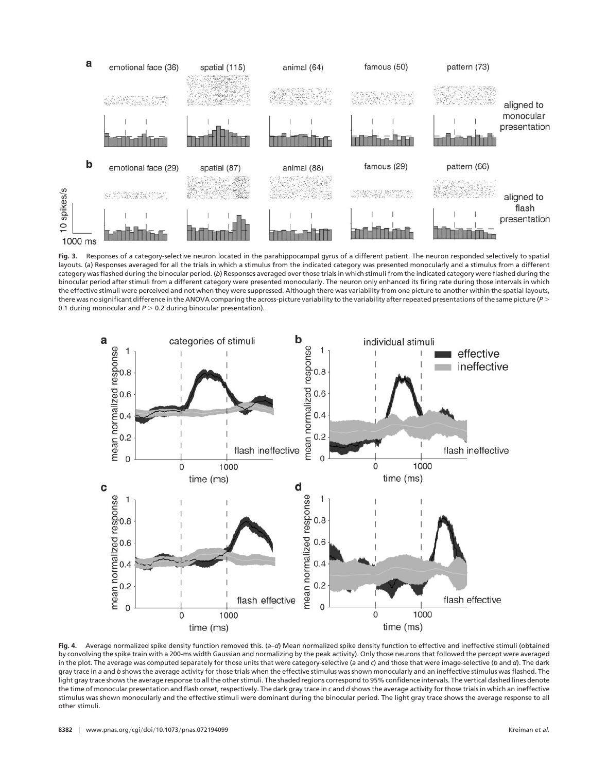**Fig. 3.** Responses of a category-selective neuron located in the parahippocampal gyrus of a different patient. The neuron responded selectively to spatial layouts. (*a*) Responses averaged for all the trials in which a stimulus from the indicated category was presented monocularly and a stimulus from a different category was flashed during the binocular period. (*b*) Responses averaged over those trials in which stimuli from the indicated category were flashed during the binocular period after stimuli from a different category were presented monocularly. The neuron only enhanced its firing rate during those intervals in which the effective stimuli were perceived and not when they were suppressed. Although there was variability from one picture to another within the spatial layouts, there was no significant difference in the ANOVA comparing the across-picture variability to the variability after repeated presentations of the same picture ($P >$ 0.1 during monocular and $P > 0.2$ during binocular presentation).

**Fig. 4.** Average normalized spike density function removed this. (*a–d*) Mean normalized spike density function to effective and ineffective stimuli (obtained by convolving the spike train with a 200-ms width Gaussian and normalizing by the peak activity). Only those neurons that followed the percept were averaged in the plot. The average was computed separately for those units that were category-selective (*a* and *c*) and those that were image-selective (*b* and *d*). The dark gray trace in *a* and *b* shows the average activity for those trials when the effective stimulus was shown monocularly and an ineffective stimulus was flashed. The light gray trace shows the average response to all the other stimuli. The shaded regions correspond to 95% confidence intervals. The vertical dashed lines denote the time of monocular presentation and flash onset, respectively. The dark gray trace in *c* and *d* shows the average activity for those trials in which an ineffective stimulus was shown monocularly and the effective stimuli were dominant during the binocular period. The light gray trace shows the average response to all other stimuli.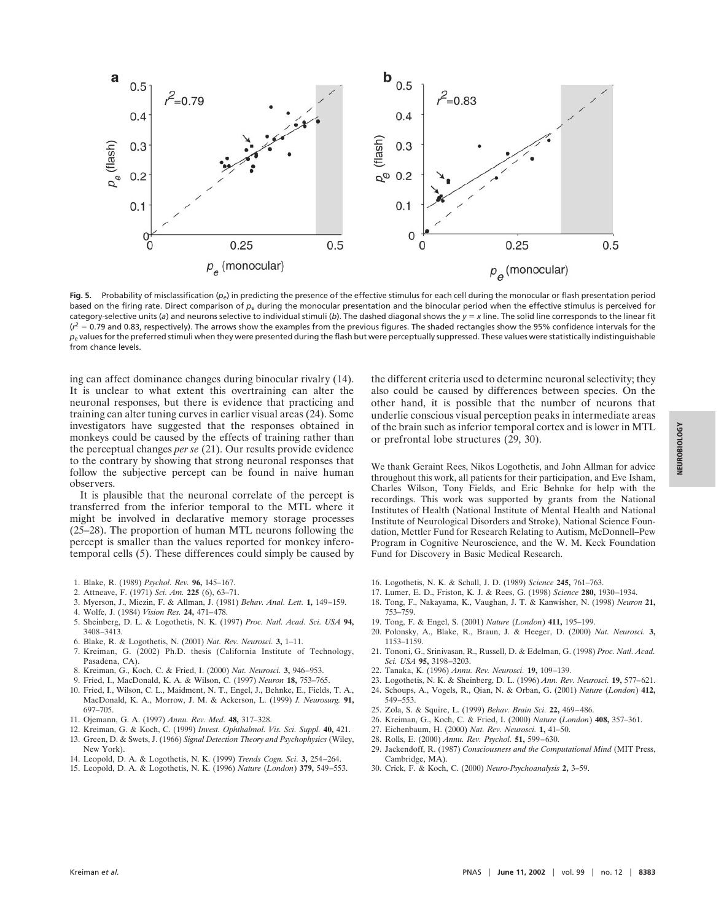a

0.5

$r^2$=0.79

0.4

0.3

$p_e$ (flash)

0.2

0.1

0

0

0.25

0.5

$p_e$ (monocular)

b

0.5

$r^2$=0.83

0.4

0.3

$p_e$ (flash)

0.2

0.1

0

0

0.25

0.5

$p_e$ (monocular)

**Fig. 5.** Probability of misclassification ($p_e$) in predicting the presence of the effective stimulus for each cell during the monocular or flash presentation period based on the firing rate. Direct comparison of $p_e$ during the monocular presentation and the binocular period when the effective stimulus is perceived for category-selective units (*a*) and neurons selective to individual stimuli (*b*). The dashed diagonal shows the $y = x$ line. The solid line corresponds to the linear fit ($r^2 = 0.79$ and 0.83, respectively). The arrows show the examples from the previous figures. The shaded rectangles show the 95% confidence intervals for the $p_e$ values for the preferred stimuli when they were presented during the flash but were perceptually suppressed. These values were statistically indistinguishable from chance levels.

ing can affect dominance changes during binocular rivalry (14). It is unclear to what extent this overtraining can alter the neuronal responses, but there is evidence that practicing and training can alter tuning curves in earlier visual areas (24). Some investigators have suggested that the responses obtained in monkeys could be caused by the effects of training rather than the perceptual changes *per se* (21). Our results provide evidence to the contrary by showing that strong neuronal responses that follow the subjective percept can be found in naive human observers.

It is plausible that the neuronal correlate of the percept is transferred from the inferior temporal to the MTL where it might be involved in declarative memory storage processes (25–28). The proportion of human MTL neurons following the percept is smaller than the values reported for monkey inferotemporal cells (5). These differences could simply be caused by the different criteria used to determine neuronal selectivity; they also could be caused by differences between species. On the other hand, it is possible that the number of neurons that underlie conscious visual perception peaks in intermediate areas of the brain such as inferior temporal cortex and is lower in MTL or prefrontal lobe structures (29, 30).

We thank Geraint Rees, Nikos Logothetis, and John Allman for advice throughout this work, all patients for their participation, and Eve Isham, Charles Wilson, Tony Fields, and Eric Behnke for help with the recordings. This work was supported by grants from the National Institutes of Health (National Institute of Mental Health and National Institute of Neurological Disorders and Stroke), National Science Foundation, Mettler Fund for Research Relating to Autism, McDonnell–Pew Program in Cognitive Neuroscience, and the W. M. Keck Foundation Fund for Discovery in Basic Medical Research.

1. Blake, R. (1989) *Psychol. Rev.* **96,** 145–167.
2. Attneave, F. (1971) *Sci. Am.* **225** (6), 63–71.
3. Myerson, J., Miezin, F. & Allman, J. (1981) *Behav. Anal. Lett.* **1,** 149–159.
4. Wolfe, J. (1984) *Vision Res.* **24,** 471–478.
5. Sheinberg, D. L. & Logothetis, N. K. (1997) *Proc. Natl. Acad. Sci. USA* **94,** 3408–3413.
6. Blake, R. & Logothetis, N. (2001) *Nat. Rev. Neurosci.* **3,** 1–11.
7. Kreiman, G. (2002) Ph.D. thesis (California Institute of Technology, Pasadena, CA).
8. Kreiman, G., Koch, C. & Fried, I. (2000) *Nat. Neurosci.* **3,** 946–953.
9. Fried, I., MacDonald, K. A. & Wilson, C. (1997) *Neuron* **18,** 753–765.
10. Fried, I., Wilson, C. L., Maidment, N. T., Engel, J., Behnke, E., Fields, T. A., MacDonald, K. A., Morrow, J. M. & Ackerson, L. (1999) *J. Neurosurg.* **91,** 697–705.
11. Ojemann, G. A. (1997) *Annu. Rev. Med.* **48,** 317–328.
12. Kreiman, G. & Koch, C. (1999) *Invest. Ophthalmol. Vis. Sci. Suppl.* **40,** 421.
13. Green, D. & Swets, J. (1966) *Signal Detection Theory and Psychophysics* (Wiley, New York).
14. Leopold, D. A. & Logothetis, N. K. (1999) *Trends Cogn. Sci.* **3,** 254–264.
15. Leopold, D. A. & Logothetis, N. K. (1996) *Nature* (*London*) **379,** 549–553.
16. Logothetis, N. K. & Schall, J. D. (1989) *Science* **245,** 761–763.
17. Lumer, E. D., Friston, K. J. & Rees, G. (1998) *Science* **280,** 1930–1934.
18. Tong, F., Nakayama, K., Vaughan, J. T. & Kanwisher, N. (1998) *Neuron* **21,** 753–759.
19. Tong, F. & Engel, S. (2001) *Nature* (*London*) **411,** 195–199.
20. Polonsky, A., Blake, R., Braun, J. & Heeger, D. (2000) *Nat. Neurosci.* **3,** 1153–1159.
21. Tononi, G., Srinivasan, R., Russell, D. & Edelman, G. (1998) *Proc. Natl. Acad. Sci. USA* **95,** 3198–3203.
22. Tanaka, K. (1996) *Annu. Rev. Neurosci.* **19,** 109–139.
23. Logothetis, N. K. & Sheinberg, D. L. (1996) *Ann. Rev. Neurosci.* **19,** 577–621.
24. Schoups, A., Vogels, R., Qian, N. & Orban, G. (2001) *Nature* (*London*) **412,** 549–553.
25. Zola, S. & Squire, L. (1999) *Behav. Brain Sci.* **22,** 469–486.
26. Kreiman, G., Koch, C. & Fried, I. (2000) *Nature* (*London*) **408,** 357–361.
27. Eichenbaum, H. (2000) *Nat. Rev. Neurosci.* **1,** 41–50.
28. Rolls, E. (2000) *Annu. Rev. Psychol.* **51,** 599–630.
29. Jackendoff, R. (1987) *Consciousness and the Computational Mind* (MIT Press, Cambridge, MA).
30. Crick, F. & Koch, C. (2000) *Neuro-Psychoanalysis* **2,** 3–59.